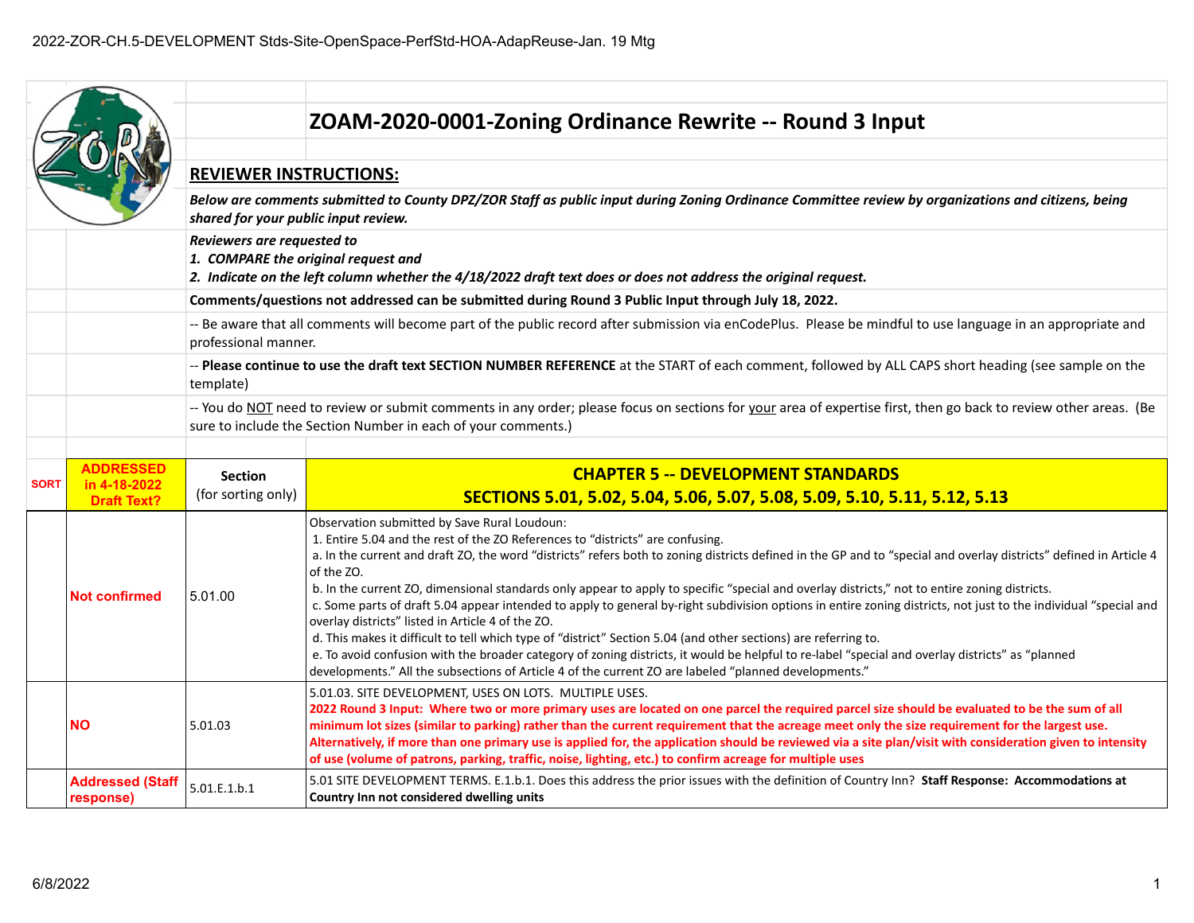2022-ZOR-CH.5-DEVELOPMENT Stds-Site-OpenSpace-PerfStd-HOA-AdapReuse-Jan. 19 Mtg

# ZOAM-2020-0001-Zoning Ordinance Rewrite -- Round 3 Input

## REVIEWER INSTRUCTIONS:

***Below are comments submitted to County DPZ/ZOR Staff as public input during Zoning Ordinance Committee review by organizations and citizens, being shared for your public input review.***

***Reviewers are requested to***
***1. COMPARE the original request and***
***2. Indicate on the left column whether the 4/18/2022 draft text does or does not address the original request.***

**Comments/questions not addressed can be submitted during Round 3 Public Input through July 18, 2022.**

-- Be aware that all comments will become part of the public record after submission via enCodePlus. Please be mindful to use language in an appropriate and professional manner.

-- **Please continue to use the draft text SECTION NUMBER REFERENCE** at the START of each comment, followed by ALL CAPS short heading (see sample on the template)

-- You do NOT need to review or submit comments in any order; please focus on sections for your area of expertise first, then go back to review other areas. (Be sure to include the Section Number in each of your comments.)

| SORT | ADDRESSED in 4-18-2022 Draft Text? | Section (for sorting only) | CHAPTER 5 -- DEVELOPMENT STANDARDS SECTIONS 5.01, 5.02, 5.04, 5.06, 5.07, 5.08, 5.09, 5.10, 5.11, 5.12, 5.13 |
|---|---|---|---|
| | Not confirmed | 5.01.00 | Observation submitted by Save Rural Loudoun:<br>1. Entire 5.04 and the rest of the ZO References to "districts" are confusing.<br>a. In the current and draft ZO, the word "districts" refers both to zoning districts defined in the GP and to "special and overlay districts" defined in Article 4 of the ZO.<br>b. In the current ZO, dimensional standards only appear to apply to specific "special and overlay districts," not to entire zoning districts.<br>c. Some parts of draft 5.04 appear intended to apply to general by-right subdivision options in entire zoning districts, not just to the individual "special and overlay districts" listed in Article 4 of the ZO.<br>d. This makes it difficult to tell which type of "district" Section 5.04 (and other sections) are referring to.<br>e. To avoid confusion with the broader category of zoning districts, it would be helpful to re-label "special and overlay districts" as "planned developments." All the subsections of Article 4 of the current ZO are labeled "planned developments." |
| | NO | 5.01.03 | 5.01.03. SITE DEVELOPMENT, USES ON LOTS. MULTIPLE USES.<br>**2022 Round 3 Input: Where two or more primary uses are located on one parcel the required parcel size should be evaluated to be the sum of all minimum lot sizes (similar to parking) rather than the current requirement that the acreage meet only the size requirement for the largest use. Alternatively, if more than one primary use is applied for, the application should be reviewed via a site plan/visit with consideration given to intensity of use (volume of patrons, parking, traffic, noise, lighting, etc.) to confirm acreage for multiple uses** |
| | Addressed (Staff response) | 5.01.E.1.b.1 | 5.01 SITE DEVELOPMENT TERMS. E.1.b.1. Does this address the prior issues with the definition of Country Inn? **Staff Response: Accommodations at Country Inn not considered dwelling units** |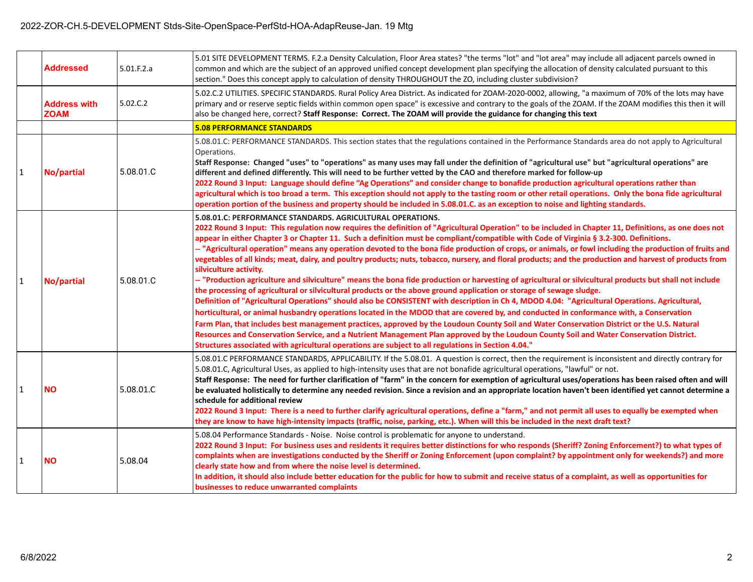| | | | |
|---|---|---|---|
| | **Addressed** | 5.01.F.2.a | 5.01 SITE DEVELOPMENT TERMS. F.2.a Density Calculation, Floor Area states? "the terms "lot" and "lot area" may include all adjacent parcels owned in common and which are the subject of an approved unified concept development plan specifying the allocation of density calculated pursuant to this section." Does this concept apply to calculation of density THROUGHOUT the ZO, including cluster subdivision? |
| | **Address with ZOAM** | 5.02.C.2 | 5.02.C.2 UTILITIES. SPECIFIC STANDARDS. Rural Policy Area District. As indicated for ZOAM-2020-0002, allowing, "a maximum of 70% of the lots may have primary and or reserve septic fields within common open space" is excessive and contrary to the goals of the ZOAM. If the ZOAM modifies this then it will also be changed here, correct? **Staff Response: Correct. The ZOAM will provide the guidance for changing this text** |
| | | | **5.08 PERFORMANCE STANDARDS** |
| 1 | **No/partial** | 5.08.01.C | 5.08.01.C: PERFORMANCE STANDARDS. This section states that the regulations contained in the Performance Standards area do not apply to Agricultural Operations.<br>**Staff Response: Changed "uses" to "operations" as many uses may fall under the definition of "agricultural use" but "agricultural operations" are different and defined differently. This will need to be further vetted by the CAO and therefore marked for follow-up**<br>**2022 Round 3 Input: Language should define "Ag Operations" and consider change to bonafide production agricultural operations rather than agricultural which is too broad a term. This exception should not apply to the tasting room or other retail operations. Only the bona fide agricultural operation portion of the business and property should be included in 5.08.01.C. as an exception to noise and lighting standards.** |
| 1 | **No/partial** | 5.08.01.C | **5.08.01.C: PERFORMANCE STANDARDS. AGRICULTURAL OPERATIONS.**<br>**2022 Round 3 Input: This regulation now requires the definition of "Agricultural Operation" to be included in Chapter 11, Definitions, as one does not appear in either Chapter 3 or Chapter 11. Such a definition must be compliant/compatible with Code of Virginia § 3.2-300. Definitions.**<br>**-- "Agricultural operation" means any operation devoted to the bona fide production of crops, or animals, or fowl including the production of fruits and vegetables of all kinds; meat, dairy, and poultry products; nuts, tobacco, nursery, and floral products; and the production and harvest of products from silviculture activity.**<br>**-- "Production agriculture and silviculture" means the bona fide production or harvesting of agricultural or silvicultural products but shall not include the processing of agricultural or silvicultural products or the above ground application or storage of sewage sludge.**<br>**Definition of "Agricultural Operations" should also be CONSISTENT with description in Ch 4, MDOD 4.04: "Agricultural Operations. Agricultural, horticultural, or animal husbandry operations located in the MDOD that are covered by, and conducted in conformance with, a Conservation Farm Plan, that includes best management practices, approved by the Loudoun County Soil and Water Conservation District or the U.S. Natural Resources and Conservation Service, and a Nutrient Management Plan approved by the Loudoun County Soil and Water Conservation District. Structures associated with agricultural operations are subject to all regulations in Section 4.04."** |
| 1 | **NO** | 5.08.01.C | 5.08.01.C PERFORMANCE STANDARDS, APPLICABILITY. If the 5.08.01. A question is correct, then the requirement is inconsistent and directly contrary for 5.08.01.C, Agricultural Uses, as applied to high-intensity uses that are not bonafide agricultural operations, "lawful" or not.<br>**Staff Response: The need for further clarification of "farm" in the concern for exemption of agricultural uses/operations has been raised often and will be evaluated holistically to determine any needed revision. Since a revision and an appropriate location haven't been identified yet cannot determine a schedule for additional review**<br>**2022 Round 3 Input: There is a need to further clarify agricultural operations, define a "farm," and not permit all uses to equally be exempted when they are know to have high-intensity impacts (traffic, noise, parking, etc.). When will this be included in the next draft text?** |
| 1 | **NO** | 5.08.04 | 5.08.04 Performance Standards - Noise. Noise control is problematic for anyone to understand.<br>**2022 Round 3 Input: For business uses and residents it requires better distinctions for who responds (Sheriff? Zoning Enforcement?) to what types of complaints when are investigations conducted by the Sheriff or Zoning Enforcement (upon complaint? by appointment only for weekends?) and more clearly state how and from where the noise level is determined.**<br>**In addition, it should also include better education for the public for how to submit and receive status of a complaint, as well as opportunities for businesses to reduce unwarranted complaints** |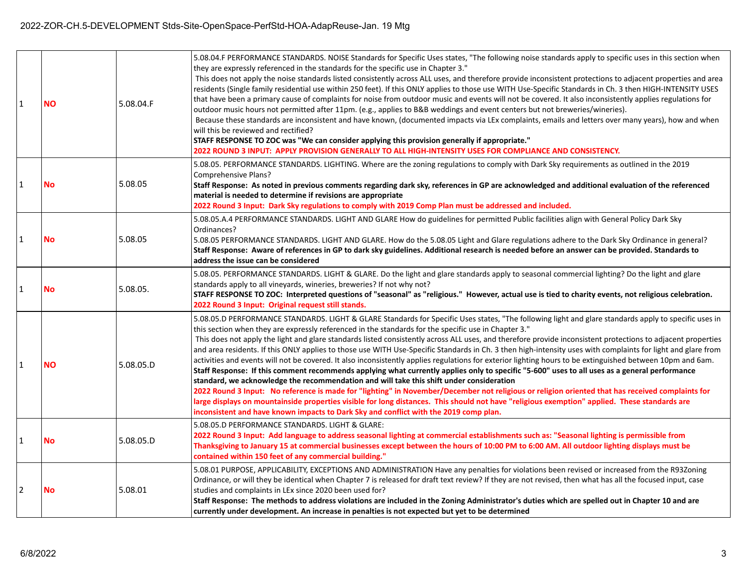| | | | |
|---|---|---|---|
| 1 | **NO** | 5.08.04.F | 5.08.04.F PERFORMANCE STANDARDS. NOISE Standards for Specific Uses states, "The following noise standards apply to specific uses in this section when they are expressly referenced in the standards for the specific use in Chapter 3."<br>This does not apply the noise standards listed consistently across ALL uses, and therefore provide inconsistent protections to adjacent properties and area residents (Single family residential use within 250 feet). If this ONLY applies to those use WITH Use-Specific Standards in Ch. 3 then HIGH-INTENSITY USES that have been a primary cause of complaints for noise from outdoor music and events will not be covered. It also inconsistently applies regulations for outdoor music hours not permitted after 11pm. (e.g., applies to B&B weddings and event centers but not breweries/wineries).<br>Because these standards are inconsistent and have known, (documented impacts via LEx complaints, emails and letters over many years), how and when will this be reviewed and rectified?<br>**STAFF RESPONSE TO ZOC was "We can consider applying this provision generally if appropriate."**<br>**2022 ROUND 3 INPUT: APPLY PROVISION GENERALLY TO ALL HIGH-INTENSITY USES FOR COMPLIANCE AND CONSISTENCY.** |
| 1 | **No** | 5.08.05 | 5.08.05. PERFORMANCE STANDARDS. LIGHTING. Where are the zoning regulations to comply with Dark Sky requirements as outlined in the 2019 Comprehensive Plans?<br>**Staff Response: As noted in previous comments regarding dark sky, references in GP are acknowledged and additional evaluation of the referenced material is needed to determine if revisions are appropriate**<br>**2022 Round 3 Input: Dark Sky regulations to comply with 2019 Comp Plan must be addressed and included.** |
| 1 | **No** | 5.08.05 | 5.08.05.A.4 PERFORMANCE STANDARDS. LIGHT AND GLARE How do guidelines for permitted Public facilities align with General Policy Dark Sky Ordinances?<br>5.08.05 PERFORMANCE STANDARDS. LIGHT AND GLARE. How do the 5.08.05 Light and Glare regulations adhere to the Dark Sky Ordinance in general?<br>**Staff Response: Aware of references in GP to dark sky guidelines. Additional research is needed before an answer can be provided. Standards to address the issue can be considered** |
| 1 | **No** | 5.08.05. | 5.08.05. PERFORMANCE STANDARDS. LIGHT & GLARE. Do the light and glare standards apply to seasonal commercial lighting? Do the light and glare standards apply to all vineyards, wineries, breweries? If not why not?<br>**STAFF RESPONSE TO ZOC: Interpreted questions of "seasonal" as "religious." However, actual use is tied to charity events, not religious celebration.**<br>**2022 Round 3 Input: Original request still stands.** |
| 1 | **NO** | 5.08.05.D | 5.08.05.D PERFORMANCE STANDARDS. LIGHT & GLARE Standards for Specific Uses states, "The following light and glare standards apply to specific uses in this section when they are expressly referenced in the standards for the specific use in Chapter 3."<br>This does not apply the light and glare standards listed consistently across ALL uses, and therefore provide inconsistent protections to adjacent properties and area residents. If this ONLY applies to those use WITH Use-Specific Standards in Ch. 3 then high-intensity uses with complaints for light and glare from activities and events will not be covered. It also inconsistently applies regulations for exterior lighting hours to be extinguished between 10pm and 6am.<br>**Staff Response: If this comment recommends applying what currently applies only to specific "5-600" uses to all uses as a general performance standard, we acknowledge the recommendation and will take this shift under consideration**<br>**2022 Round 3 Input: No reference is made for "lighting" in November/December not religious or religion oriented that has received complaints for large displays on mountainside properties visible for long distances. This should not have "religious exemption" applied. These standards are inconsistent and have known impacts to Dark Sky and conflict with the 2019 comp plan.** |
| 1 | **No** | 5.08.05.D | 5.08.05.D PERFORMANCE STANDARDS. LIGHT & GLARE:<br>**2022 Round 3 Input: Add language to address seasonal lighting at commercial establishments such as: "Seasonal lighting is permissible from Thanksgiving to January 15 at commercial businesses except between the hours of 10:00 PM to 6:00 AM. All outdoor lighting displays must be contained within 150 feet of any commercial building."** |
| 2 | **No** | 5.08.01 | 5.08.01 PURPOSE, APPLICABILITY, EXCEPTIONS AND ADMINISTRATION Have any penalties for violations been revised or increased from the R93Zoning Ordinance, or will they be identical when Chapter 7 is released for draft text review? If they are not revised, then what has all the focused input, case studies and complaints in LEx since 2020 been used for?<br>**Staff Response: The methods to address violations are included in the Zoning Administrator's duties which are spelled out in Chapter 10 and are currently under development. An increase in penalties is not expected but yet to be determined** |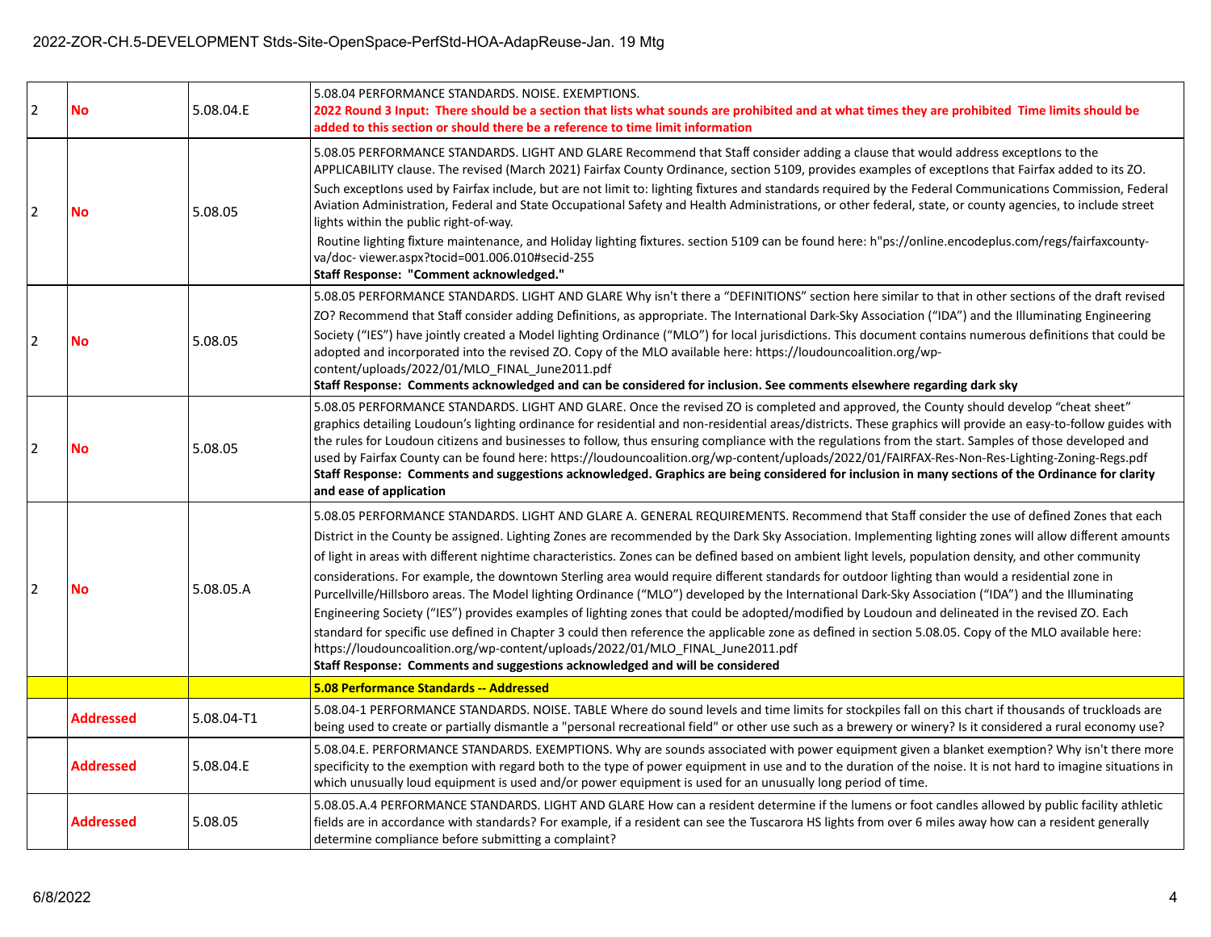| | | | |
|---|---|---|---|
| 2 | **No** | 5.08.04.E | 5.08.04 PERFORMANCE STANDARDS. NOISE. EXEMPTIONS. **2022 Round 3 Input: There should be a section that lists what sounds are prohibited and at what times they are prohibited Time limits should be added to this section or should there be a reference to time limit information** |
| 2 | **No** | 5.08.05 | 5.08.05 PERFORMANCE STANDARDS. LIGHT AND GLARE Recommend that Staff consider adding a clause that would address exceptIons to the APPLICABILITY clause. The revised (March 2021) Fairfax County Ordinance, section 5109, provides examples of exceptIons that Fairfax added to its ZO. Such exceptIons used by Fairfax include, but are not limit to: lighting fixtures and standards required by the Federal Communications Commission, Federal Aviation Administration, Federal and State Occupational Safety and Health Administrations, or other federal, state, or county agencies, to include street lights within the public right-of-way. Routine lighting fixture maintenance, and Holiday lighting fixtures. section 5109 can be found here: h"ps://online.encodeplus.com/regs/fairfaxcounty-va/doc- viewer.aspx?tocid=001.006.010#secid-255 **Staff Response: "Comment acknowledged."** |
| 2 | **No** | 5.08.05 | 5.08.05 PERFORMANCE STANDARDS. LIGHT AND GLARE Why isn't there a "DEFINITIONS" section here similar to that in other sections of the draft revised ZO? Recommend that Staff consider adding Definitions, as appropriate. The International Dark-Sky Association ("IDA") and the Illuminating Engineering Society ("IES") have jointly created a Model lighting Ordinance ("MLO") for local jurisdictions. This document contains numerous definitions that could be adopted and incorporated into the revised ZO. Copy of the MLO available here: https://loudouncoalition.org/wp-content/uploads/2022/01/MLO_FINAL_June2011.pdf **Staff Response: Comments acknowledged and can be considered for inclusion. See comments elsewhere regarding dark sky** |
| 2 | **No** | 5.08.05 | 5.08.05 PERFORMANCE STANDARDS. LIGHT AND GLARE. Once the revised ZO is completed and approved, the County should develop "cheat sheet" graphics detailing Loudoun's lighting ordinance for residential and non-residential areas/districts. These graphics will provide an easy-to-follow guides with the rules for Loudoun citizens and businesses to follow, thus ensuring compliance with the regulations from the start. Samples of those developed and used by Fairfax County can be found here: https://loudouncoalition.org/wp-content/uploads/2022/01/FAIRFAX-Res-Non-Res-Lighting-Zoning-Regs.pdf **Staff Response: Comments and suggestions acknowledged. Graphics are being considered for inclusion in many sections of the Ordinance for clarity and ease of application** |
| 2 | **No** | 5.08.05.A | 5.08.05 PERFORMANCE STANDARDS. LIGHT AND GLARE A. GENERAL REQUIREMENTS. Recommend that Staff consider the use of defined Zones that each District in the County be assigned. Lighting Zones are recommended by the Dark Sky Association. Implementing lighting zones will allow different amounts of light in areas with different nighttime characteristics. Zones can be defined based on ambient light levels, population density, and other community considerations. For example, the downtown Sterling area would require different standards for outdoor lighting than would a residential zone in Purcellville/Hillsboro areas. The Model lighting Ordinance ("MLO") developed by the International Dark-Sky Association ("IDA") and the Illuminating Engineering Society ("IES") provides examples of lighting zones that could be adopted/modified by Loudoun and delineated in the revised ZO. Each standard for specific use defined in Chapter 3 could then reference the applicable zone as defined in section 5.08.05. Copy of the MLO available here: https://loudouncoalition.org/wp-content/uploads/2022/01/MLO_FINAL_June2011.pdf **Staff Response: Comments and suggestions acknowledged and will be considered** |
| | | | **5.08 Performance Standards -- Addressed** |
| | **Addressed** | 5.08.04-T1 | 5.08.04-1 PERFORMANCE STANDARDS. NOISE. TABLE Where do sound levels and time limits for stockpiles fall on this chart if thousands of truckloads are being used to create or partially dismantle a "personal recreational field" or other use such as a brewery or winery? Is it considered a rural economy use? |
| | **Addressed** | 5.08.04.E | 5.08.04.E. PERFORMANCE STANDARDS. EXEMPTIONS. Why are sounds associated with power equipment given a blanket exemption? Why isn't there more specificity to the exemption with regard both to the type of power equipment in use and to the duration of the noise. It is not hard to imagine situations in which unusually loud equipment is used and/or power equipment is used for an unusually long period of time. |
| | **Addressed** | 5.08.05 | 5.08.05.A.4 PERFORMANCE STANDARDS. LIGHT AND GLARE How can a resident determine if the lumens or foot candles allowed by public facility athletic fields are in accordance with standards? For example, if a resident can see the Tuscarora HS lights from over 6 miles away how can a resident generally determine compliance before submitting a complaint? |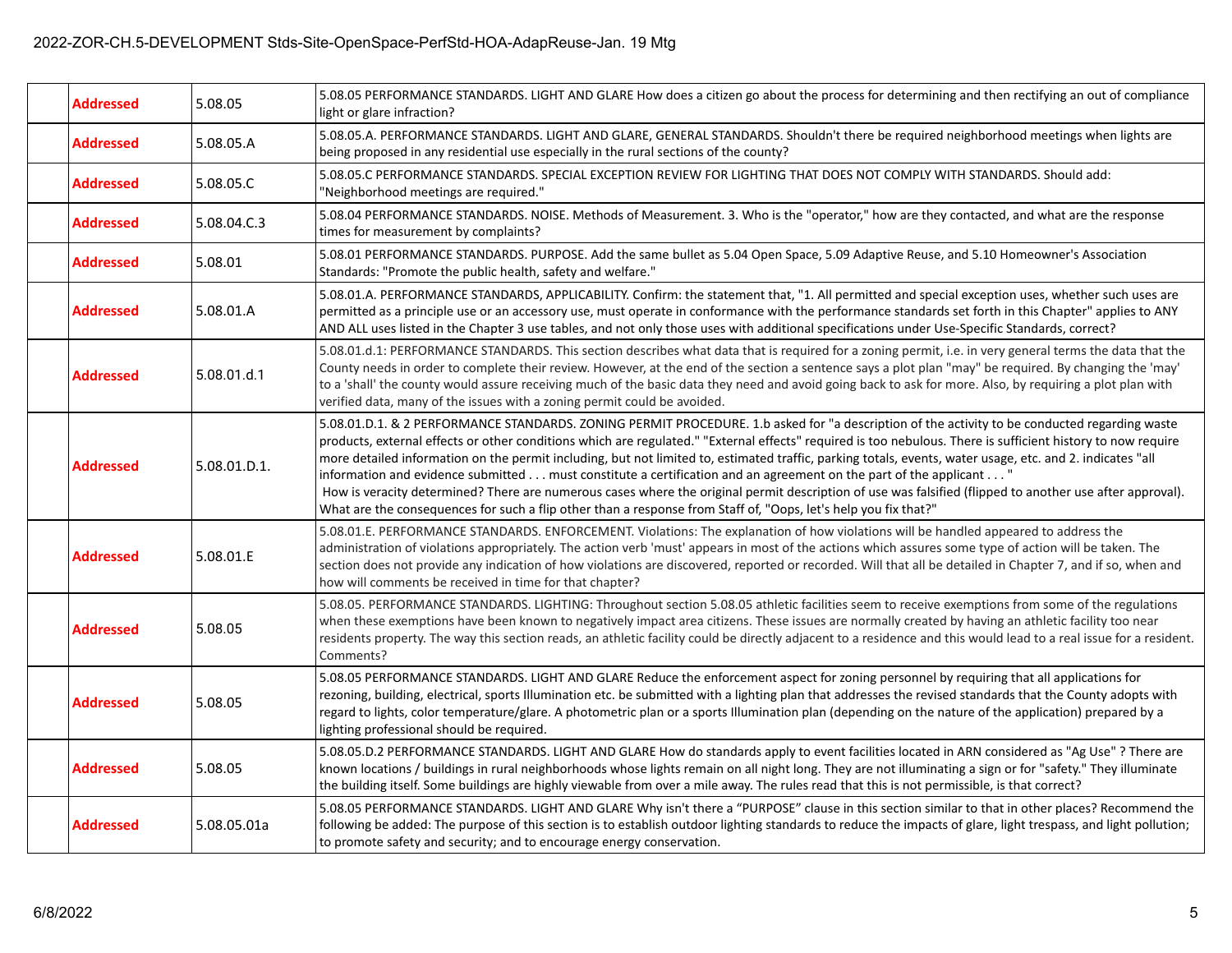|  |  |  |  |
|---|---|---|---|
|  | **Addressed** | 5.08.05 | 5.08.05 PERFORMANCE STANDARDS. LIGHT AND GLARE How does a citizen go about the process for determining and then rectifying an out of compliance light or glare infraction? |
|  | **Addressed** | 5.08.05.A | 5.08.05.A. PERFORMANCE STANDARDS. LIGHT AND GLARE, GENERAL STANDARDS. Shouldn't there be required neighborhood meetings when lights are being proposed in any residential use especially in the rural sections of the county? |
|  | **Addressed** | 5.08.05.C | 5.08.05.C PERFORMANCE STANDARDS. SPECIAL EXCEPTION REVIEW FOR LIGHTING THAT DOES NOT COMPLY WITH STANDARDS. Should add: "Neighborhood meetings are required." |
|  | **Addressed** | 5.08.04.C.3 | 5.08.04 PERFORMANCE STANDARDS. NOISE. Methods of Measurement. 3. Who is the "operator," how are they contacted, and what are the response times for measurement by complaints? |
|  | **Addressed** | 5.08.01 | 5.08.01 PERFORMANCE STANDARDS. PURPOSE. Add the same bullet as 5.04 Open Space, 5.09 Adaptive Reuse, and 5.10 Homeowner's Association Standards: "Promote the public health, safety and welfare." |
|  | **Addressed** | 5.08.01.A | 5.08.01.A. PERFORMANCE STANDARDS, APPLICABILITY. Confirm: the statement that, "1. All permitted and special exception uses, whether such uses are permitted as a principle use or an accessory use, must operate in conformance with the performance standards set forth in this Chapter" applies to ANY AND ALL uses listed in the Chapter 3 use tables, and not only those uses with additional specifications under Use-Specific Standards, correct? |
|  | **Addressed** | 5.08.01.d.1 | 5.08.01.d.1: PERFORMANCE STANDARDS. This section describes what data that is required for a zoning permit, i.e. in very general terms the data that the County needs in order to complete their review. However, at the end of the section a sentence says a plot plan "may" be required. By changing the 'may' to a 'shall' the county would assure receiving much of the basic data they need and avoid going back to ask for more. Also, by requiring a plot plan with verified data, many of the issues with a zoning permit could be avoided. |
|  | **Addressed** | 5.08.01.D.1. | 5.08.01.D.1. & 2 PERFORMANCE STANDARDS. ZONING PERMIT PROCEDURE. 1.b asked for "a description of the activity to be conducted regarding waste products, external effects or other conditions which are regulated." "External effects" required is too nebulous. There is sufficient history to now require more detailed information on the permit including, but not limited to, estimated traffic, parking totals, events, water usage, etc. and 2. indicates "all information and evidence submitted . . . must constitute a certification and an agreement on the part of the applicant . . . " How is veracity determined? There are numerous cases where the original permit description of use was falsified (flipped to another use after approval). What are the consequences for such a flip other than a response from Staff of, "Oops, let's help you fix that?" |
|  | **Addressed** | 5.08.01.E | 5.08.01.E. PERFORMANCE STANDARDS. ENFORCEMENT. Violations: The explanation of how violations will be handled appeared to address the administration of violations appropriately. The action verb 'must' appears in most of the actions which assures some type of action will be taken. The section does not provide any indication of how violations are discovered, reported or recorded. Will that all be detailed in Chapter 7, and if so, when and how will comments be received in time for that chapter? |
|  | **Addressed** | 5.08.05 | 5.08.05. PERFORMANCE STANDARDS. LIGHTING: Throughout section 5.08.05 athletic facilities seem to receive exemptions from some of the regulations when these exemptions have been known to negatively impact area citizens. These issues are normally created by having an athletic facility too near residents property. The way this section reads, an athletic facility could be directly adjacent to a residence and this would lead to a real issue for a resident. Comments? |
|  | **Addressed** | 5.08.05 | 5.08.05 PERFORMANCE STANDARDS. LIGHT AND GLARE Reduce the enforcement aspect for zoning personnel by requiring that all applications for rezoning, building, electrical, sports Illumination etc. be submitted with a lighting plan that addresses the revised standards that the County adopts with regard to lights, color temperature/glare. A photometric plan or a sports Illumination plan (depending on the nature of the application) prepared by a lighting professional should be required. |
|  | **Addressed** | 5.08.05 | 5.08.05.D.2 PERFORMANCE STANDARDS. LIGHT AND GLARE How do standards apply to event facilities located in ARN considered as "Ag Use" ? There are known locations / buildings in rural neighborhoods whose lights remain on all night long. They are not illuminating a sign or for "safety." They illuminate the building itself. Some buildings are highly viewable from over a mile away. The rules read that this is not permissible, is that correct? |
|  | **Addressed** | 5.08.05.01a | 5.08.05 PERFORMANCE STANDARDS. LIGHT AND GLARE Why isn't there a "PURPOSE" clause in this section similar to that in other places? Recommend the following be added: The purpose of this section is to establish outdoor lighting standards to reduce the impacts of glare, light trespass, and light pollution; to promote safety and security; and to encourage energy conservation. |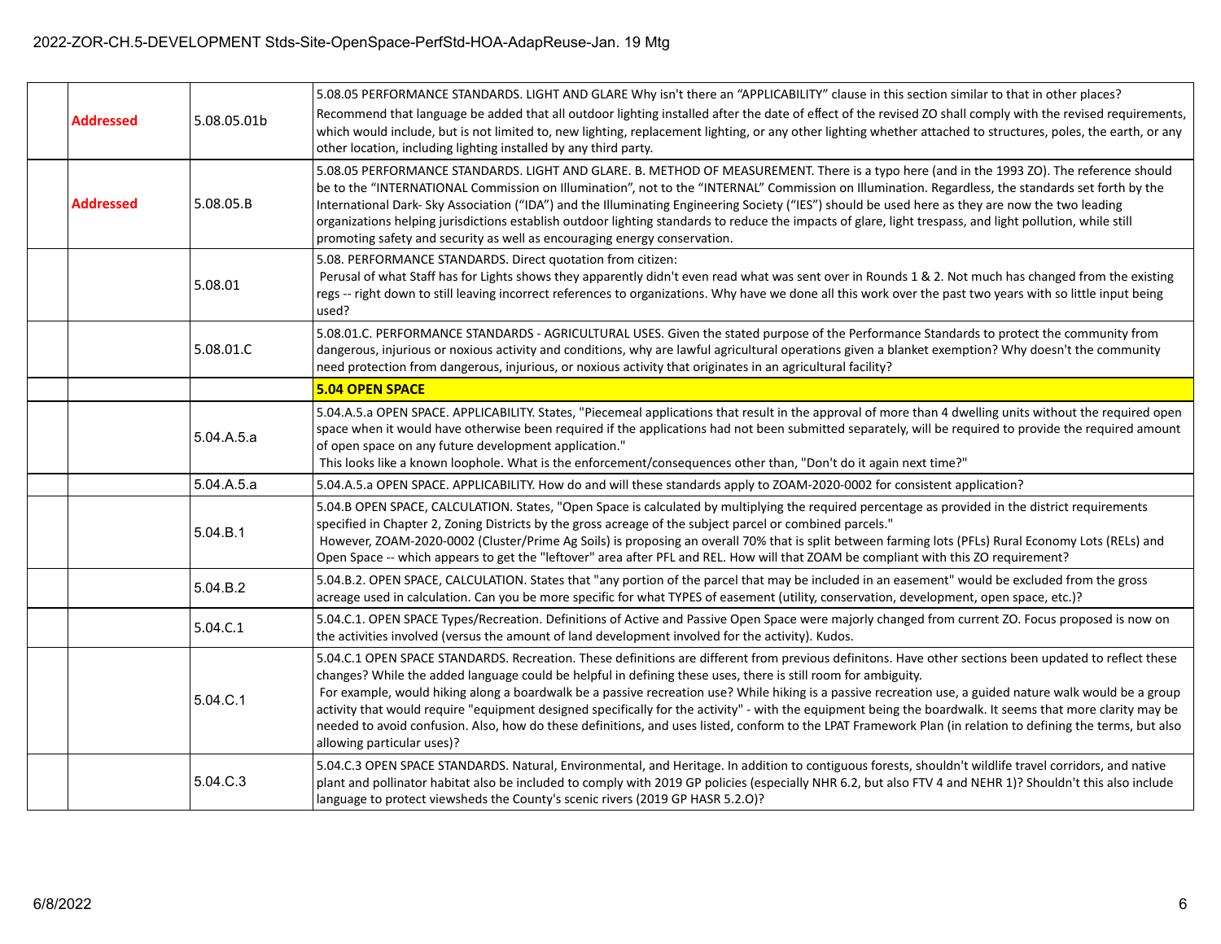| | | | |
|---|---|---|---|
| | **Addressed** | 5.08.05.01b | 5.08.05 PERFORMANCE STANDARDS. LIGHT AND GLARE Why isn't there an "APPLICABILITY" clause in this section similar to that in other places? Recommend that language be added that all outdoor lighting installed after the date of effect of the revised ZO shall comply with the revised requirements, which would include, but is not limited to, new lighting, replacement lighting, or any other lighting whether attached to structures, poles, the earth, or any other location, including lighting installed by any third party. |
| | **Addressed** | 5.08.05.B | 5.08.05 PERFORMANCE STANDARDS. LIGHT AND GLARE. B. METHOD OF MEASUREMENT. There is a typo here (and in the 1993 ZO). The reference should be to the "INTERNATIONAL Commission on Illumination", not to the "INTERNAL" Commission on Illumination. Regardless, the standards set forth by the International Dark- Sky Association ("IDA") and the Illuminating Engineering Society ("IES") should be used here as they are now the two leading organizations helping jurisdictions establish outdoor lighting standards to reduce the impacts of glare, light trespass, and light pollution, while still promoting safety and security as well as encouraging energy conservation. |
| | | 5.08.01 | 5.08. PERFORMANCE STANDARDS. Direct quotation from citizen: Perusal of what Staff has for Lights shows they apparently didn't even read what was sent over in Rounds 1 & 2. Not much has changed from the existing regs -- right down to still leaving incorrect references to organizations. Why have we done all this work over the past two years with so little input being used? |
| | | 5.08.01.C | 5.08.01.C. PERFORMANCE STANDARDS - AGRICULTURAL USES. Given the stated purpose of the Performance Standards to protect the community from dangerous, injurious or noxious activity and conditions, why are lawful agricultural operations given a blanket exemption? Why doesn't the community need protection from dangerous, injurious, or noxious activity that originates in an agricultural facility? |
| | | | **5.04 OPEN SPACE** |
| | | 5.04.A.5.a | 5.04.A.5.a OPEN SPACE. APPLICABILITY. States, "Piecemeal applications that result in the approval of more than 4 dwelling units without the required open space when it would have otherwise been required if the applications had not been submitted separately, will be required to provide the required amount of open space on any future development application." This looks like a known loophole. What is the enforcement/consequences other than, "Don't do it again next time?" |
| | | 5.04.A.5.a | 5.04.A.5.a OPEN SPACE. APPLICABILITY. How do and will these standards apply to ZOAM-2020-0002 for consistent application? |
| | | 5.04.B.1 | 5.04.B OPEN SPACE, CALCULATION. States, "Open Space is calculated by multiplying the required percentage as provided in the district requirements specified in Chapter 2, Zoning Districts by the gross acreage of the subject parcel or combined parcels." However, ZOAM-2020-0002 (Cluster/Prime Ag Soils) is proposing an overall 70% that is split between farming lots (PFLs) Rural Economy Lots (RELs) and Open Space -- which appears to get the "leftover" area after PFL and REL. How will that ZOAM be compliant with this ZO requirement? |
| | | 5.04.B.2 | 5.04.B.2. OPEN SPACE, CALCULATION. States that "any portion of the parcel that may be included in an easement" would be excluded from the gross acreage used in calculation. Can you be more specific for what TYPES of easement (utility, conservation, development, open space, etc.)? |
| | | 5.04.C.1 | 5.04.C.1. OPEN SPACE Types/Recreation. Definitions of Active and Passive Open Space were majorly changed from current ZO. Focus proposed is now on the activities involved (versus the amount of land development involved for the activity). Kudos. |
| | | 5.04.C.1 | 5.04.C.1 OPEN SPACE STANDARDS. Recreation. These definitions are different from previous definitons. Have other sections been updated to reflect these changes? While the added language could be helpful in defining these uses, there is still room for ambiguity. For example, would hiking along a boardwalk be a passive recreation use? While hiking is a passive recreation use, a guided nature walk would be a group activity that would require "equipment designed specifically for the activity" - with the equipment being the boardwalk. It seems that more clarity may be needed to avoid confusion. Also, how do these definitions, and uses listed, conform to the LPAT Framework Plan (in relation to defining the terms, but also allowing particular uses)? |
| | | 5.04.C.3 | 5.04.C.3 OPEN SPACE STANDARDS. Natural, Environmental, and Heritage. In addition to contiguous forests, shouldn't wildlife travel corridors, and native plant and pollinator habitat also be included to comply with 2019 GP policies (especially NHR 6.2, but also FTV 4 and NEHR 1)? Shouldn't this also include language to protect viewsheds the County's scenic rivers (2019 GP HASR 5.2.O)? |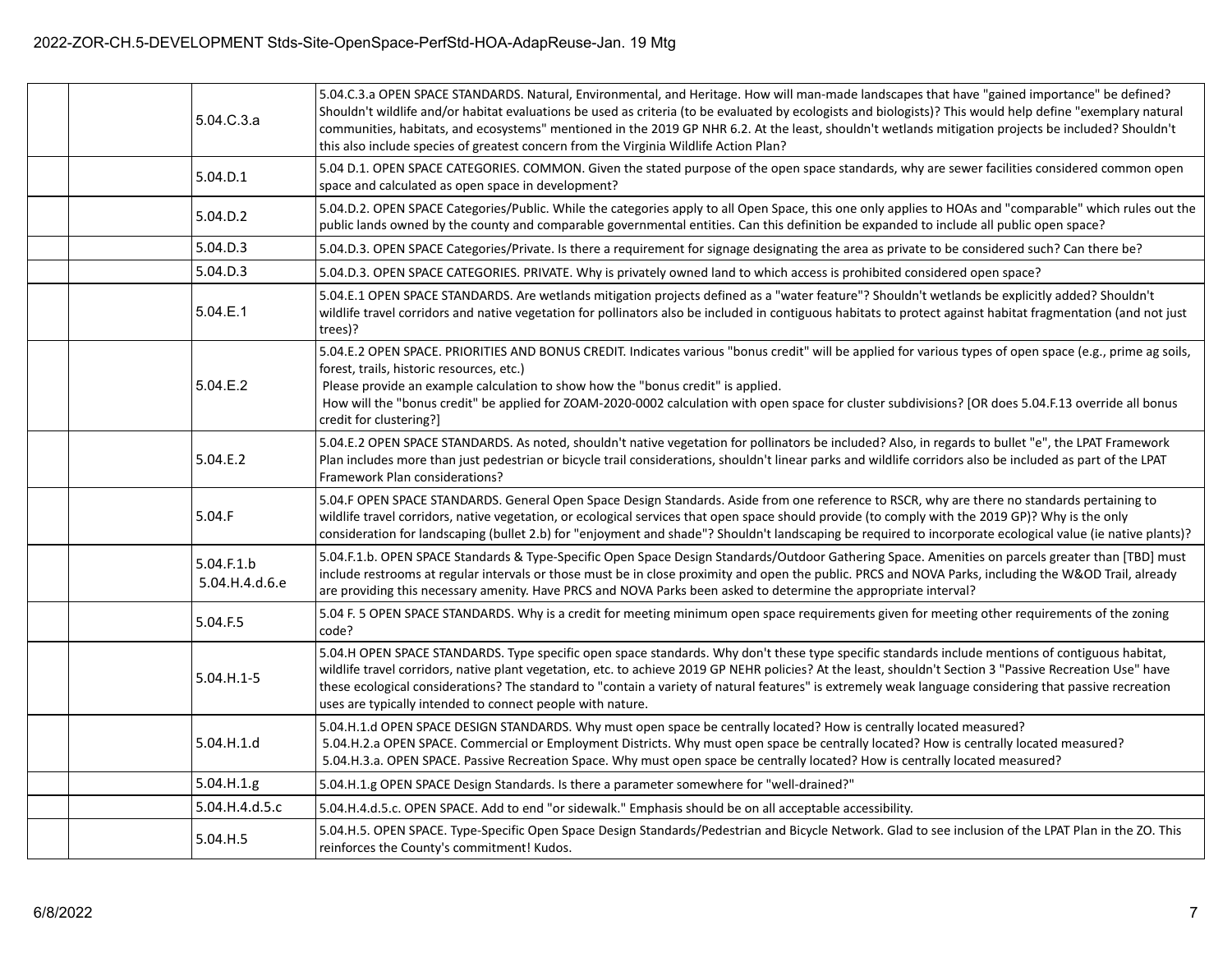| | | | |
|---|---|---|---|
| | | 5.04.C.3.a | 5.04.C.3.a OPEN SPACE STANDARDS. Natural, Environmental, and Heritage. How will man-made landscapes that have "gained importance" be defined? Shouldn't wildlife and/or habitat evaluations be used as criteria (to be evaluated by ecologists and biologists)? This would help define "exemplary natural communities, habitats, and ecosystems" mentioned in the 2019 GP NHR 6.2. At the least, shouldn't wetlands mitigation projects be included? Shouldn't this also include species of greatest concern from the Virginia Wildlife Action Plan? |
| | | 5.04.D.1 | 5.04 D.1. OPEN SPACE CATEGORIES. COMMON. Given the stated purpose of the open space standards, why are sewer facilities considered common open space and calculated as open space in development? |
| | | 5.04.D.2 | 5.04.D.2. OPEN SPACE Categories/Public. While the categories apply to all Open Space, this one only applies to HOAs and "comparable" which rules out the public lands owned by the county and comparable governmental entities. Can this definition be expanded to include all public open space? |
| | | 5.04.D.3 | 5.04.D.3. OPEN SPACE Categories/Private. Is there a requirement for signage designating the area as private to be considered such? Can there be? |
| | | 5.04.D.3 | 5.04.D.3. OPEN SPACE CATEGORIES. PRIVATE. Why is privately owned land to which access is prohibited considered open space? |
| | | 5.04.E.1 | 5.04.E.1 OPEN SPACE STANDARDS. Are wetlands mitigation projects defined as a "water feature"? Shouldn't wetlands be explicitly added? Shouldn't wildlife travel corridors and native vegetation for pollinators also be included in contiguous habitats to protect against habitat fragmentation (and not just trees)? |
| | | 5.04.E.2 | 5.04.E.2 OPEN SPACE. PRIORITIES AND BONUS CREDIT. Indicates various "bonus credit" will be applied for various types of open space (e.g., prime ag soils, forest, trails, historic resources, etc.)<br>Please provide an example calculation to show how the "bonus credit" is applied.<br>How will the "bonus credit" be applied for ZOAM-2020-0002 calculation with open space for cluster subdivisions? [OR does 5.04.F.13 override all bonus credit for clustering?] |
| | | 5.04.E.2 | 5.04.E.2 OPEN SPACE STANDARDS. As noted, shouldn't native vegetation for pollinators be included? Also, in regards to bullet "e", the LPAT Framework Plan includes more than just pedestrian or bicycle trail considerations, shouldn't linear parks and wildlife corridors also be included as part of the LPAT Framework Plan considerations? |
| | | 5.04.F | 5.04.F OPEN SPACE STANDARDS. General Open Space Design Standards. Aside from one reference to RSCR, why are there no standards pertaining to wildlife travel corridors, native vegetation, or ecological services that open space should provide (to comply with the 2019 GP)? Why is the only consideration for landscaping (bullet 2.b) for "enjoyment and shade"? Shouldn't landscaping be required to incorporate ecological value (ie native plants)? |
| | | 5.04.F.1.b<br>5.04.H.4.d.6.e | 5.04.F.1.b. OPEN SPACE Standards & Type-Specific Open Space Design Standards/Outdoor Gathering Space. Amenities on parcels greater than [TBD] must include restrooms at regular intervals or those must be in close proximity and open the public. PRCS and NOVA Parks, including the W&OD Trail, already are providing this necessary amenity. Have PRCS and NOVA Parks been asked to determine the appropriate interval? |
| | | 5.04.F.5 | 5.04 F. 5 OPEN SPACE STANDARDS. Why is a credit for meeting minimum open space requirements given for meeting other requirements of the zoning code? |
| | | 5.04.H.1-5 | 5.04.H OPEN SPACE STANDARDS. Type specific open space standards. Why don't these type specific standards include mentions of contiguous habitat, wildlife travel corridors, native plant vegetation, etc. to achieve 2019 GP NEHR policies? At the least, shouldn't Section 3 "Passive Recreation Use" have these ecological considerations? The standard to "contain a variety of natural features" is extremely weak language considering that passive recreation uses are typically intended to connect people with nature. |
| | | 5.04.H.1.d | 5.04.H.1.d OPEN SPACE DESIGN STANDARDS. Why must open space be centrally located? How is centrally located measured?<br>5.04.H.2.a OPEN SPACE. Commercial or Employment Districts. Why must open space be centrally located? How is centrally located measured?<br>5.04.H.3.a. OPEN SPACE. Passive Recreation Space. Why must open space be centrally located? How is centrally located measured? |
| | | 5.04.H.1.g | 5.04.H.1.g OPEN SPACE Design Standards. Is there a parameter somewhere for "well-drained?" |
| | | 5.04.H.4.d.5.c | 5.04.H.4.d.5.c. OPEN SPACE. Add to end "or sidewalk." Emphasis should be on all acceptable accessibility. |
| | | 5.04.H.5 | 5.04.H.5. OPEN SPACE. Type-Specific Open Space Design Standards/Pedestrian and Bicycle Network. Glad to see inclusion of the LPAT Plan in the ZO. This reinforces the County's commitment! Kudos. |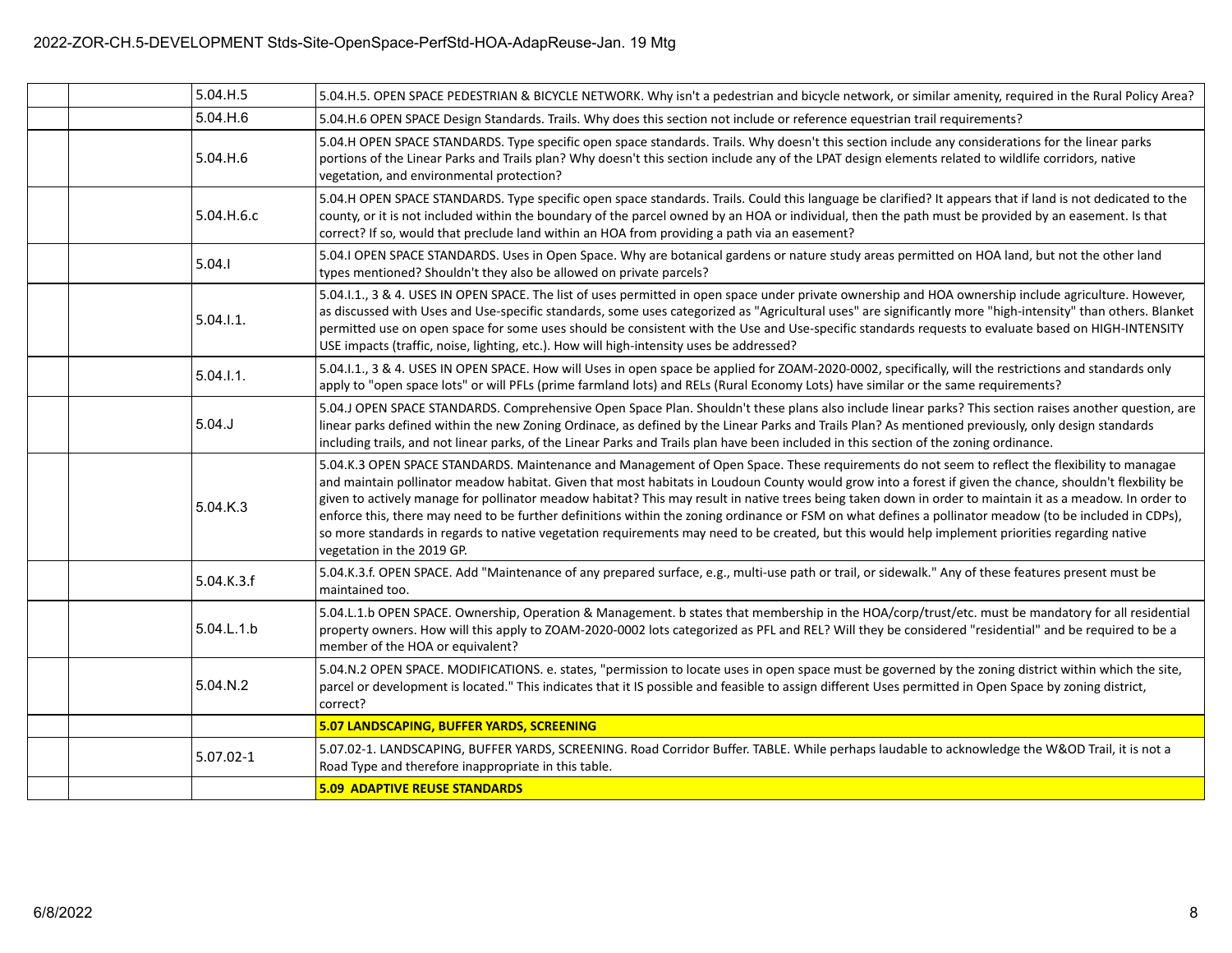| | | | |
|---|---|---|---|
| | | 5.04.H.5 | 5.04.H.5. OPEN SPACE PEDESTRIAN & BICYCLE NETWORK. Why isn't a pedestrian and bicycle network, or similar amenity, required in the Rural Policy Area? |
| | | 5.04.H.6 | 5.04.H.6 OPEN SPACE Design Standards. Trails. Why does this section not include or reference equestrian trail requirements? |
| | | 5.04.H.6 | 5.04.H OPEN SPACE STANDARDS. Type specific open space standards. Trails. Why doesn't this section include any considerations for the linear parks portions of the Linear Parks and Trails plan? Why doesn't this section include any of the LPAT design elements related to wildlife corridors, native vegetation, and environmental protection? |
| | | 5.04.H.6.c | 5.04.H OPEN SPACE STANDARDS. Type specific open space standards. Trails. Could this language be clarified? It appears that if land is not dedicated to the county, or it is not included within the boundary of the parcel owned by an HOA or individual, then the path must be provided by an easement. Is that correct? If so, would that preclude land within an HOA from providing a path via an easement? |
| | | 5.04.I | 5.04.I OPEN SPACE STANDARDS. Uses in Open Space. Why are botanical gardens or nature study areas permitted on HOA land, but not the other land types mentioned? Shouldn't they also be allowed on private parcels? |
| | | 5.04.I.1. | 5.04.I.1., 3 & 4. USES IN OPEN SPACE. The list of uses permitted in open space under private ownership and HOA ownership include agriculture. However, as discussed with Uses and Use-specific standards, some uses categorized as "Agricultural uses" are significantly more "high-intensity" than others. Blanket permitted use on open space for some uses should be consistent with the Use and Use-specific standards requests to evaluate based on HIGH-INTENSITY USE impacts (traffic, noise, lighting, etc.). How will high-intensity uses be addressed? |
| | | 5.04.I.1. | 5.04.I.1., 3 & 4. USES IN OPEN SPACE. How will Uses in open space be applied for ZOAM-2020-0002, specifically, will the restrictions and standards only apply to "open space lots" or will PFLs (prime farmland lots) and RELs (Rural Economy Lots) have similar or the same requirements? |
| | | 5.04.J | 5.04.J OPEN SPACE STANDARDS. Comprehensive Open Space Plan. Shouldn't these plans also include linear parks? This section raises another question, are linear parks defined within the new Zoning Ordinace, as defined by the Linear Parks and Trails Plan? As mentioned previously, only design standards including trails, and not linear parks, of the Linear Parks and Trails plan have been included in this section of the zoning ordinance. |
| | | 5.04.K.3 | 5.04.K.3 OPEN SPACE STANDARDS. Maintenance and Management of Open Space. These requirements do not seem to reflect the flexibility to managae and maintain pollinator meadow habitat. Given that most habitats in Loudoun County would grow into a forest if given the chance, shouldn't flexbility be given to actively manage for pollinator meadow habitat? This may result in native trees being taken down in order to maintain it as a meadow. In order to enforce this, there may need to be further definitions within the zoning ordinance or FSM on what defines a pollinator meadow (to be included in CDPs), so more standards in regards to native vegetation requirements may need to be created, but this would help implement priorities regarding native vegetation in the 2019 GP. |
| | | 5.04.K.3.f | 5.04.K.3.f. OPEN SPACE. Add "Maintenance of any prepared surface, e.g., multi-use path or trail, or sidewalk." Any of these features present must be maintained too. |
| | | 5.04.L.1.b | 5.04.L.1.b OPEN SPACE. Ownership, Operation & Management. b states that membership in the HOA/corp/trust/etc. must be mandatory for all residential property owners. How will this apply to ZOAM-2020-0002 lots categorized as PFL and REL? Will they be considered "residential" and be required to be a member of the HOA or equivalent? |
| | | 5.04.N.2 | 5.04.N.2 OPEN SPACE. MODIFICATIONS. e. states, "permission to locate uses in open space must be governed by the zoning district within which the site, parcel or development is located." This indicates that it IS possible and feasible to assign different Uses permitted in Open Space by zoning district, correct? |
| | | | **5.07 LANDSCAPING, BUFFER YARDS, SCREENING** |
| | | 5.07.02-1 | 5.07.02-1. LANDSCAPING, BUFFER YARDS, SCREENING. Road Corridor Buffer. TABLE. While perhaps laudable to acknowledge the W&OD Trail, it is not a Road Type and therefore inappropriate in this table. |
| | | | **5.09 ADAPTIVE REUSE STANDARDS** |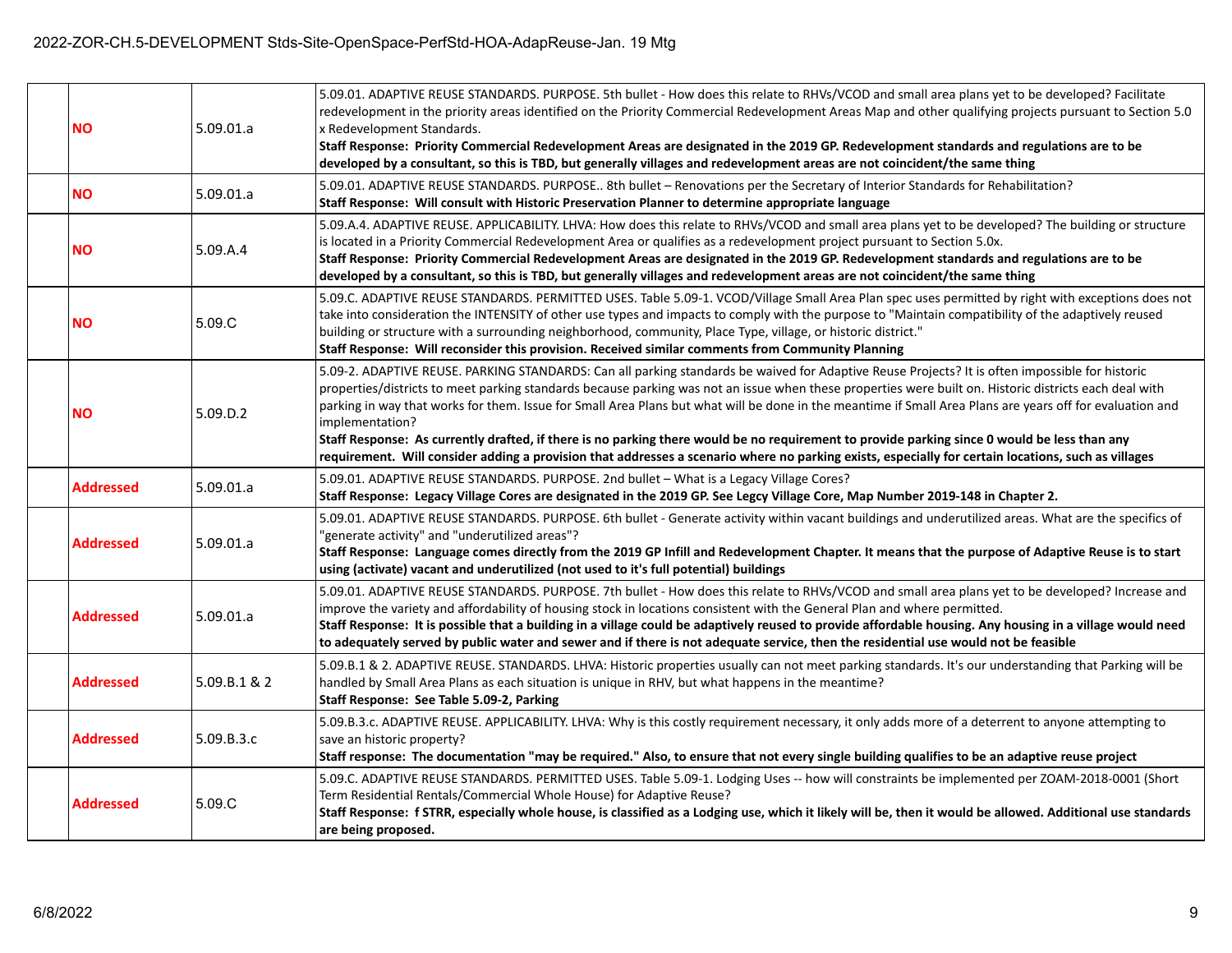| | | | |
|---|---|---|---|
| | **NO** | 5.09.01.a | 5.09.01. ADAPTIVE REUSE STANDARDS. PURPOSE. 5th bullet - How does this relate to RHVs/VCOD and small area plans yet to be developed? Facilitate redevelopment in the priority areas identified on the Priority Commercial Redevelopment Areas Map and other qualifying projects pursuant to Section 5.0 x Redevelopment Standards.<br>**Staff Response: Priority Commercial Redevelopment Areas are designated in the 2019 GP. Redevelopment standards and regulations are to be developed by a consultant, so this is TBD, but generally villages and redevelopment areas are not coincident/the same thing** |
| | **NO** | 5.09.01.a | 5.09.01. ADAPTIVE REUSE STANDARDS. PURPOSE.. 8th bullet – Renovations per the Secretary of Interior Standards for Rehabilitation?<br>**Staff Response: Will consult with Historic Preservation Planner to determine appropriate language** |
| | **NO** | 5.09.A.4 | 5.09.A.4. ADAPTIVE REUSE. APPLICABILITY. LHVA: How does this relate to RHVs/VCOD and small area plans yet to be developed? The building or structure is located in a Priority Commercial Redevelopment Area or qualifies as a redevelopment project pursuant to Section 5.0x.<br>**Staff Response: Priority Commercial Redevelopment Areas are designated in the 2019 GP. Redevelopment standards and regulations are to be developed by a consultant, so this is TBD, but generally villages and redevelopment areas are not coincident/the same thing** |
| | **NO** | 5.09.C | 5.09.C. ADAPTIVE REUSE STANDARDS. PERMITTED USES. Table 5.09-1. VCOD/Village Small Area Plan spec uses permitted by right with exceptions does not take into consideration the INTENSITY of other use types and impacts to comply with the purpose to "Maintain compatibility of the adaptively reused building or structure with a surrounding neighborhood, community, Place Type, village, or historic district."<br>**Staff Response: Will reconsider this provision. Received similar comments from Community Planning** |
| | **NO** | 5.09.D.2 | 5.09-2. ADAPTIVE REUSE. PARKING STANDARDS: Can all parking standards be waived for Adaptive Reuse Projects? It is often impossible for historic properties/districts to meet parking standards because parking was not an issue when these properties were built on. Historic districts each deal with parking in way that works for them. Issue for Small Area Plans but what will be done in the meantime if Small Area Plans are years off for evaluation and implementation?<br>**Staff Response: As currently drafted, if there is no parking there would be no requirement to provide parking since 0 would be less than any requirement. Will consider adding a provision that addresses a scenario where no parking exists, especially for certain locations, such as villages** |
| | **Addressed** | 5.09.01.a | 5.09.01. ADAPTIVE REUSE STANDARDS. PURPOSE. 2nd bullet – What is a Legacy Village Cores?<br>**Staff Response: Legacy Village Cores are designated in the 2019 GP. See Legcy Village Core, Map Number 2019-148 in Chapter 2.** |
| | **Addressed** | 5.09.01.a | 5.09.01. ADAPTIVE REUSE STANDARDS. PURPOSE. 6th bullet - Generate activity within vacant buildings and underutilized areas. What are the specifics of "generate activity" and "underutilized areas"?<br>**Staff Response: Language comes directly from the 2019 GP Infill and Redevelopment Chapter. It means that the purpose of Adaptive Reuse is to start using (activate) vacant and underutilized (not used to it's full potential) buildings** |
| | **Addressed** | 5.09.01.a | 5.09.01. ADAPTIVE REUSE STANDARDS. PURPOSE. 7th bullet - How does this relate to RHVs/VCOD and small area plans yet to be developed? Increase and improve the variety and affordability of housing stock in locations consistent with the General Plan and where permitted.<br>**Staff Response: It is possible that a building in a village could be adaptively reused to provide affordable housing. Any housing in a village would need to adequately served by public water and sewer and if there is not adequate service, then the residential use would not be feasible** |
| | **Addressed** | 5.09.B.1 & 2 | 5.09.B.1 & 2. ADAPTIVE REUSE. STANDARDS. LHVA: Historic properties usually can not meet parking standards. It's our understanding that Parking will be handled by Small Area Plans as each situation is unique in RHV, but what happens in the meantime?<br>**Staff Response: See Table 5.09-2, Parking** |
| | **Addressed** | 5.09.B.3.c | 5.09.B.3.c. ADAPTIVE REUSE. APPLICABILITY. LHVA: Why is this costly requirement necessary, it only adds more of a deterrent to anyone attempting to save an historic property?<br>**Staff response: The documentation "may be required." Also, to ensure that not every single building qualifies to be an adaptive reuse project** |
| | **Addressed** | 5.09.C | 5.09.C. ADAPTIVE REUSE STANDARDS. PERMITTED USES. Table 5.09-1. Lodging Uses -- how will constraints be implemented per ZOAM-2018-0001 (Short Term Residential Rentals/Commercial Whole House) for Adaptive Reuse?<br>**Staff Response: f STRR, especially whole house, is classified as a Lodging use, which it likely will be, then it would be allowed. Additional use standards are being proposed.** |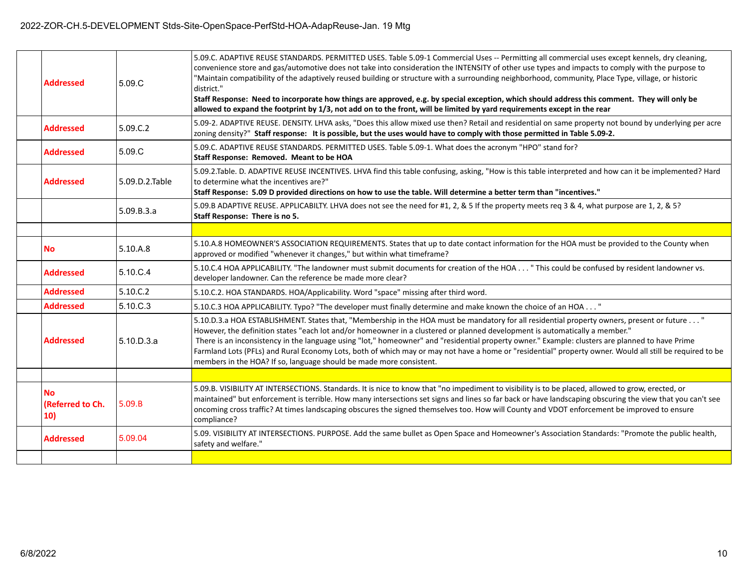| | | | |
|---|---|---|---|
| | Addressed | 5.09.C | 5.09.C. ADAPTIVE REUSE STANDARDS. PERMITTED USES. Table 5.09-1 Commercial Uses -- Permitting all commercial uses except kennels, dry cleaning, convenience store and gas/automotive does not take into consideration the INTENSITY of other use types and impacts to comply with the purpose to "Maintain compatibility of the adaptively reused building or structure with a surrounding neighborhood, community, Place Type, village, or historic district."<br>**Staff Response: Need to incorporate how things are approved, e.g. by special exception, which should address this comment. They will only be allowed to expand the footprint by 1/3, not add on to the front, will be limited by yard requirements except in the rear** |
| | Addressed | 5.09.C.2 | 5.09-2. ADAPTIVE REUSE. DENSITY. LHVA asks, "Does this allow mixed use then? Retail and residential on same property not bound by underlying per acre zoning density?" **Staff response: It is possible, but the uses would have to comply with those permitted in Table 5.09-2.** |
| | Addressed | 5.09.C | 5.09.C. ADAPTIVE REUSE STANDARDS. PERMITTED USES. Table 5.09-1. What does the acronym "HPO" stand for?<br>**Staff Response: Removed. Meant to be HOA** |
| | Addressed | 5.09.D.2.Table | 5.09.2.Table. D. ADAPTIVE REUSE INCENTIVES. LHVA find this table confusing, asking, "How is this table interpreted and how can it be implemented? Hard to determine what the incentives are?"<br>**Staff Response: 5.09 D provided directions on how to use the table. Will determine a better term than "incentives."** |
| | | 5.09.B.3.a | 5.09.B ADAPTIVE REUSE. APPLICABILTY. LHVA does not see the need for #1, 2, & 5 If the property meets req 3 & 4, what purpose are 1, 2, & 5?<br>**Staff Response: There is no 5.** |
| | | | |
| | No | 5.10.A.8 | 5.10.A.8 HOMEOWNER'S ASSOCIATION REQUIREMENTS. States that up to date contact information for the HOA must be provided to the County when approved or modified "whenever it changes," but within what timeframe? |
| | Addressed | 5.10.C.4 | 5.10.C.4 HOA APPLICABILITY. "The landowner must submit documents for creation of the HOA . . . " This could be confused by resident landowner vs. developer landowner. Can the reference be made more clear? |
| | Addressed | 5.10.C.2 | 5.10.C.2. HOA STANDARDS. HOA/Applicability. Word "space" missing after third word. |
| | Addressed | 5.10.C.3 | 5.10.C.3 HOA APPLICABILITY. Typo? "The developer must finally determine and make known the choice of an HOA . . . " |
| | Addressed | 5.10.D.3.a | 5.10.D.3.a HOA ESTABLISHMENT. States that, "Membership in the HOA must be mandatory for all residential property owners, present or future . . . " However, the definition states "each lot and/or homeowner in a clustered or planned development is automatically a member."<br>There is an inconsistency in the language using "lot," homeowner" and "residential property owner." Example: clusters are planned to have Prime Farmland Lots (PFLs) and Rural Economy Lots, both of which may or may not have a home or "residential" property owner. Would all still be required to be members in the HOA? If so, language should be made more consistent. |
| | | | |
| | No (Referred to Ch. 10) | 5.09.B | 5.09.B. VISIBILITY AT INTERSECTIONS. Standards. It is nice to know that "no impediment to visibility is to be placed, allowed to grow, erected, or maintained" but enforcement is terrible. How many intersections set signs and lines so far back or have landscaping obscuring the view that you can't see oncoming cross traffic? At times landscaping obscures the signed themselves too. How will County and VDOT enforcement be improved to ensure compliance? |
| | Addressed | 5.09.04 | 5.09. VISIBILITY AT INTERSECTIONS. PURPOSE. Add the same bullet as Open Space and Homeowner's Association Standards: "Promote the public health, safety and welfare." |
| | | | |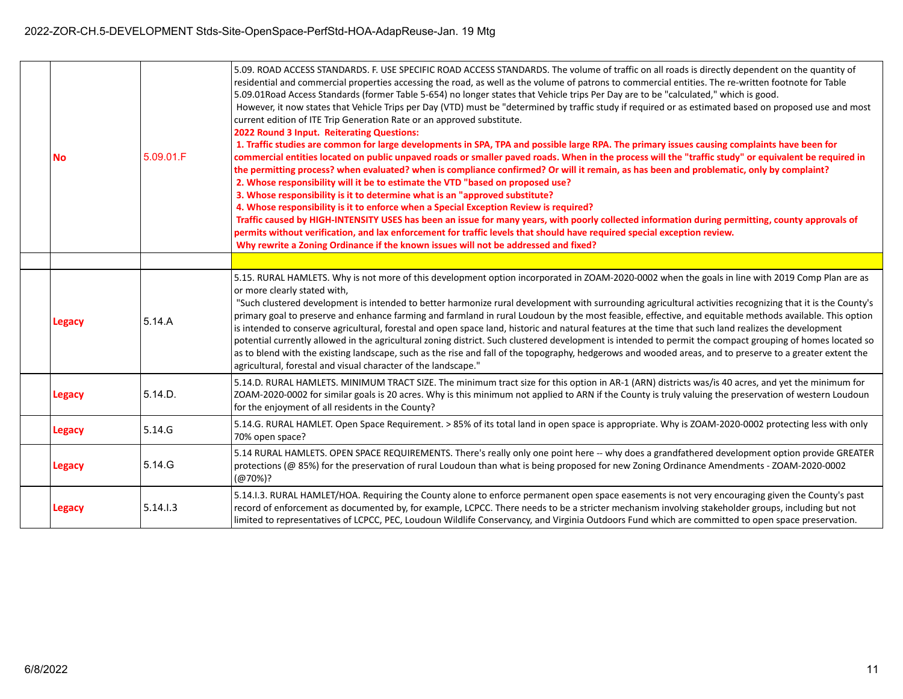| | | | |
|---|---|---|---|
| | **No** | 5.09.01.F | 5.09. ROAD ACCESS STANDARDS. F. USE SPECIFIC ROAD ACCESS STANDARDS. The volume of traffic on all roads is directly dependent on the quantity of residential and commercial properties accessing the road, as well as the volume of patrons to commercial entities. The re-written footnote for Table 5.09.01Road Access Standards (former Table 5-654) no longer states that Vehicle trips Per Day are to be "calculated," which is good. However, it now states that Vehicle Trips per Day (VTD) must be "determined by traffic study if required or as estimated based on proposed use and most current edition of ITE Trip Generation Rate or an approved substitute. **2022 Round 3 Input. Reiterating Questions:** **1. Traffic studies are common for large developments in SPA, TPA and possible large RPA. The primary issues causing complaints have been for commercial entities located on public unpaved roads or smaller paved roads. When in the process will the "traffic study" or equivalent be required in the permitting process? when evaluated? when is compliance confirmed? Or will it remain, as has been and problematic, only by complaint?** **2. Whose responsibility will it be to estimate the VTD "based on proposed use?** **3. Whose responsibility is it to determine what is an "approved substitute?** **4. Whose responsibility is it to enforce when a Special Exception Review is required?** **Traffic caused by HIGH-INTENSITY USES has been an issue for many years, with poorly collected information during permitting, county approvals of permits without verification, and lax enforcement for traffic levels that should have required special exception review.** **Why rewrite a Zoning Ordinance if the known issues will not be addressed and fixed?** |
| | | | |
| | **Legacy** | 5.14.A | 5.15. RURAL HAMLETS. Why is not more of this development option incorporated in ZOAM-2020-0002 when the goals in line with 2019 Comp Plan are as or more clearly stated with, "Such clustered development is intended to better harmonize rural development with surrounding agricultural activities recognizing that it is the County's primary goal to preserve and enhance farming and farmland in rural Loudoun by the most feasible, effective, and equitable methods available. This option is intended to conserve agricultural, forestal and open space land, historic and natural features at the time that such land realizes the development potential currently allowed in the agricultural zoning district. Such clustered development is intended to permit the compact grouping of homes located so as to blend with the existing landscape, such as the rise and fall of the topography, hedgerows and wooded areas, and to preserve to a greater extent the agricultural, forestal and visual character of the landscape." |
| | **Legacy** | 5.14.D. | 5.14.D. RURAL HAMLETS. MINIMUM TRACT SIZE. The minimum tract size for this option in AR-1 (ARN) districts was/is 40 acres, and yet the minimum for ZOAM-2020-0002 for similar goals is 20 acres. Why is this minimum not applied to ARN if the County is truly valuing the preservation of western Loudoun for the enjoyment of all residents in the County? |
| | **Legacy** | 5.14.G | 5.14.G. RURAL HAMLET. Open Space Requirement. > 85% of its total land in open space is appropriate. Why is ZOAM-2020-0002 protecting less with only 70% open space? |
| | **Legacy** | 5.14.G | 5.14 RURAL HAMLETS. OPEN SPACE REQUIREMENTS. There's really only one point here -- why does a grandfathered development option provide GREATER protections (@ 85%) for the preservation of rural Loudoun than what is being proposed for new Zoning Ordinance Amendments - ZOAM-2020-0002 (@70%)? |
| | **Legacy** | 5.14.I.3 | 5.14.I.3. RURAL HAMLET/HOA. Requiring the County alone to enforce permanent open space easements is not very encouraging given the County's past record of enforcement as documented by, for example, LCPCC. There needs to be a stricter mechanism involving stakeholder groups, including but not limited to representatives of LCPCC, PEC, Loudoun Wildlife Conservancy, and Virginia Outdoors Fund which are committed to open space preservation. |